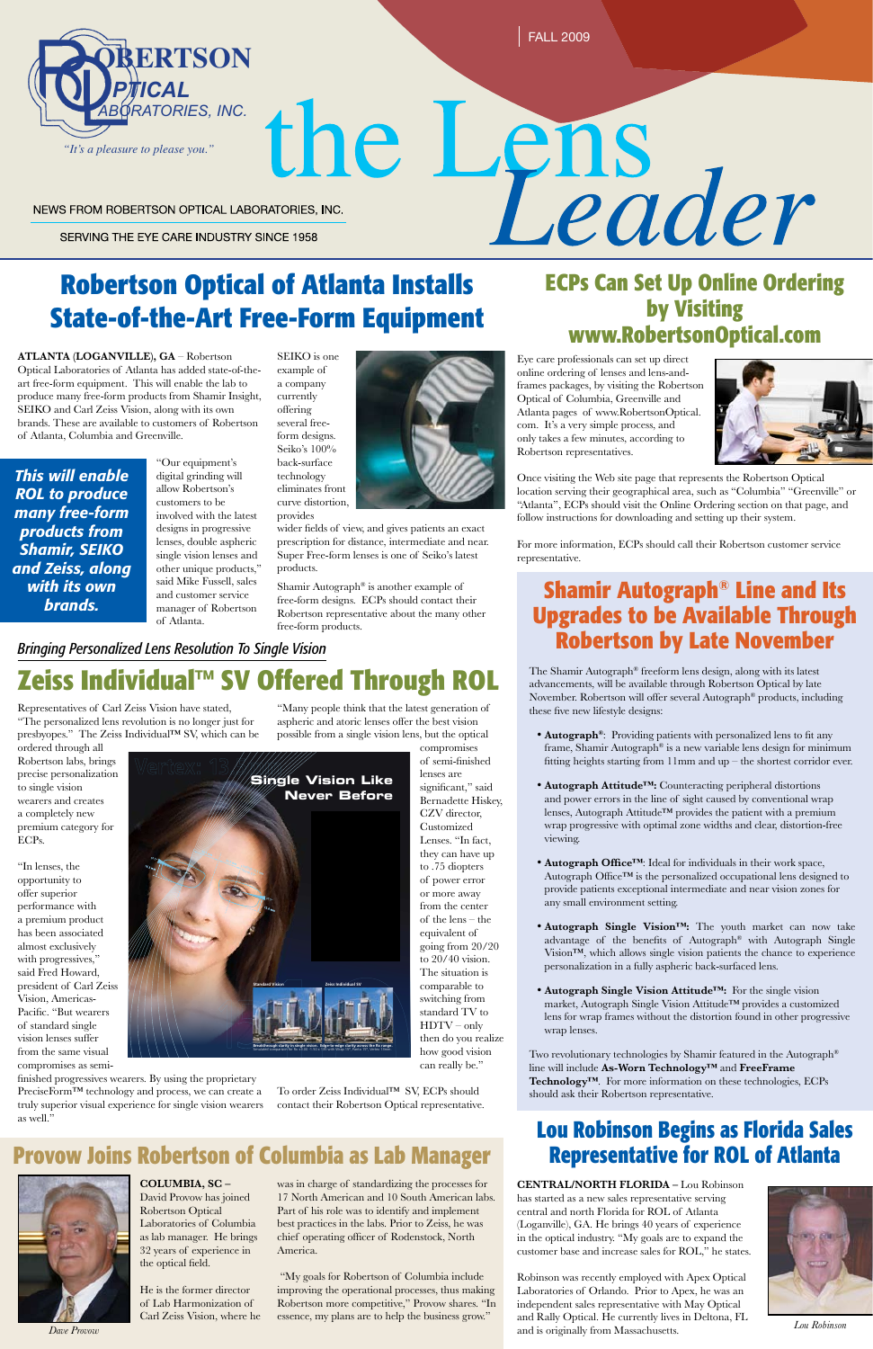# the Lens *Leader*

ROBERTSON OPTICAL LABORATORIES, INC.

*"It's a pleasure to please you."*

FALL 2009

NEWS FROM ROBERTSON OPTICAL LABORATORIES, INC.

SERVING THE EYE CARE INDUSTRY SINCE 1958

## Robertson Optical of Atlanta Installs State-of-the-Art Free-Form Equipment

**ATLANTA (LOGANVILLE), GA** – Robertson Optical Laboratories of Atlanta has added state-of-the-art free-form equipment. This will enable the lab to produce many free-form products from Shamir Insight, SEIKO and Carl Zeiss Vision, along with its own brands. These are available to customers of Robertson of Atlanta, Columbia and Greenville.

***This will enable ROL to produce many free-form products from Shamir, SEIKO and Zeiss, along with its own brands.***

"Our equipment's digital grinding will allow Robertson's customers to be involved with the latest designs in progressive lenses, double aspheric single vision lenses and other unique products," said Mike Fussell, sales and customer service manager of Robertson of Atlanta.

SEIKO is one example of a company currently offering several free-form designs. Seiko's 100% back-surface technology eliminates front curve distortion, provides wider fields of view, and gives patients an exact prescription for distance, intermediate and near. Super Free-form lenses is one of Seiko's latest products.

Shamir Autograph® is another example of free-form designs. ECPs should contact their Robertson representative about the many other free-form products.

## ECPs Can Set Up Online Ordering by Visiting www.RobertsonOptical.com

Eye care professionals can set up direct online ordering of lenses and lens-and-frames packages, by visiting the Robertson Optical of Columbia, Greenville and Atlanta pages of www.RobertsonOptical.com. It's a very simple process, and only takes a few minutes, according to Robertson representatives.

Once visiting the Web site page that represents the Robertson Optical location serving their geographical area, such as "Columbia" "Greenville" or "Atlanta", ECPs should visit the Online Ordering section on that page, and follow instructions for downloading and setting up their system.

For more information, ECPs should call their Robertson customer service representative.

*Bringing Personalized Lens Resolution To Single Vision*

## Zeiss Individual™ SV Offered Through ROL

Representatives of Carl Zeiss Vision have stated, "The personalized lens revolution is no longer just for presbyopes." The Zeiss Individual™ SV, which can be ordered through all Robertson labs, brings precise personalization to single vision wearers and creates a completely new premium category for ECPs.

"In lenses, the opportunity to offer superior performance with a premium product has been associated almost exclusively with progressives," said Fred Howard, president of Carl Zeiss Vision, Americas-Pacific. "But wearers of standard single vision lenses suffer from the same visual compromises as semi-finished progressives wearers. By using the proprietary PreciseForm™ technology and process, we can create a truly superior visual experience for single vision wearers as well."

"Many people think that the latest generation of aspheric and atoric lenses offer the best vision possible from a single vision lens, but the optical compromises of semi-finished lenses are significant," said Bernadette Hiskey, CZV director, Customized Lenses. "In fact, they can have up to .75 diopters of power error or more away from the center of the lens – the equivalent of going from 20/20 to 20/40 vision. The situation is comparable to switching from standard TV to HDTV – only then do you realize how good vision can really be."

To order Zeiss Individual™ SV, ECPs should contact their Robertson Optical representative.

## Shamir Autograph® Line and Its Upgrades to be Available Through Robertson by Late November

The Shamir Autograph® freeform lens design, along with its latest advancements, will be available through Robertson Optical by late November. Robertson will offer several Autograph® products, including these five new lifestyle designs:

- **Autograph®**: Providing patients with personalized lens to fit any frame, Shamir Autograph® is a new variable lens design for minimum fitting heights starting from 11mm and up – the shortest corridor ever.
- **Autograph Attitude™:** Counteracting peripheral distortions and power errors in the line of sight caused by conventional wrap lenses, Autograph Attitude™ provides the patient with a premium wrap progressive with optimal zone widths and clear, distortion-free viewing.
- **Autograph Office™**: Ideal for individuals in their work space, Autograph Office™ is the personalized occupational lens designed to provide patients exceptional intermediate and near vision zones for any small environment setting.
- **Autograph Single Vision™:** The youth market can now take advantage of the benefits of Autograph® with Autograph Single Vision™, which allows single vision patients the chance to experience personalization in a fully aspheric back-surfaced lens.
- **Autograph Single Vision Attitude™:** For the single vision market, Autograph Single Vision Attitude™ provides a customized lens for wrap frames without the distortion found in other progressive wrap lenses.

Two revolutionary technologies by Shamir featured in the Autograph® line will include **As-Worn Technology™** and **FreeFrame Technology™**. For more information on these technologies, ECPs should ask their Robertson representative.

## Provow Joins Robertson of Columbia as Lab Manager

**COLUMBIA, SC** – David Provow has joined Robertson Optical Laboratories of Columbia as lab manager. He brings 32 years of experience in the optical field.

He is the former director of Lab Harmonization of Carl Zeiss Vision, where he was in charge of standardizing the processes for 17 North American and 10 South American labs. Part of his role was to identify and implement best practices in the labs. Prior to Zeiss, he was chief operating officer of Rodenstock, North America.

"My goals for Robertson of Columbia include improving the operational processes, thus making Robertson more competitive," Provow shares. "In essence, my plans are to help the business grow."

*Dave Provow*

## Lou Robinson Begins as Florida Sales Representative for ROL of Atlanta

**CENTRAL/NORTH FLORIDA** – Lou Robinson has started as a new sales representative serving central and north Florida for ROL of Atlanta (Loganville), GA. He brings 40 years of experience in the optical industry. "My goals are to expand the customer base and increase sales for ROL," he states.

Robinson was recently employed with Apex Optical Laboratories of Orlando. Prior to Apex, he was an independent sales representative with May Optical and Rally Optical. He currently lives in Deltona, FL and is originally from Massachusetts.

*Lou Robinson*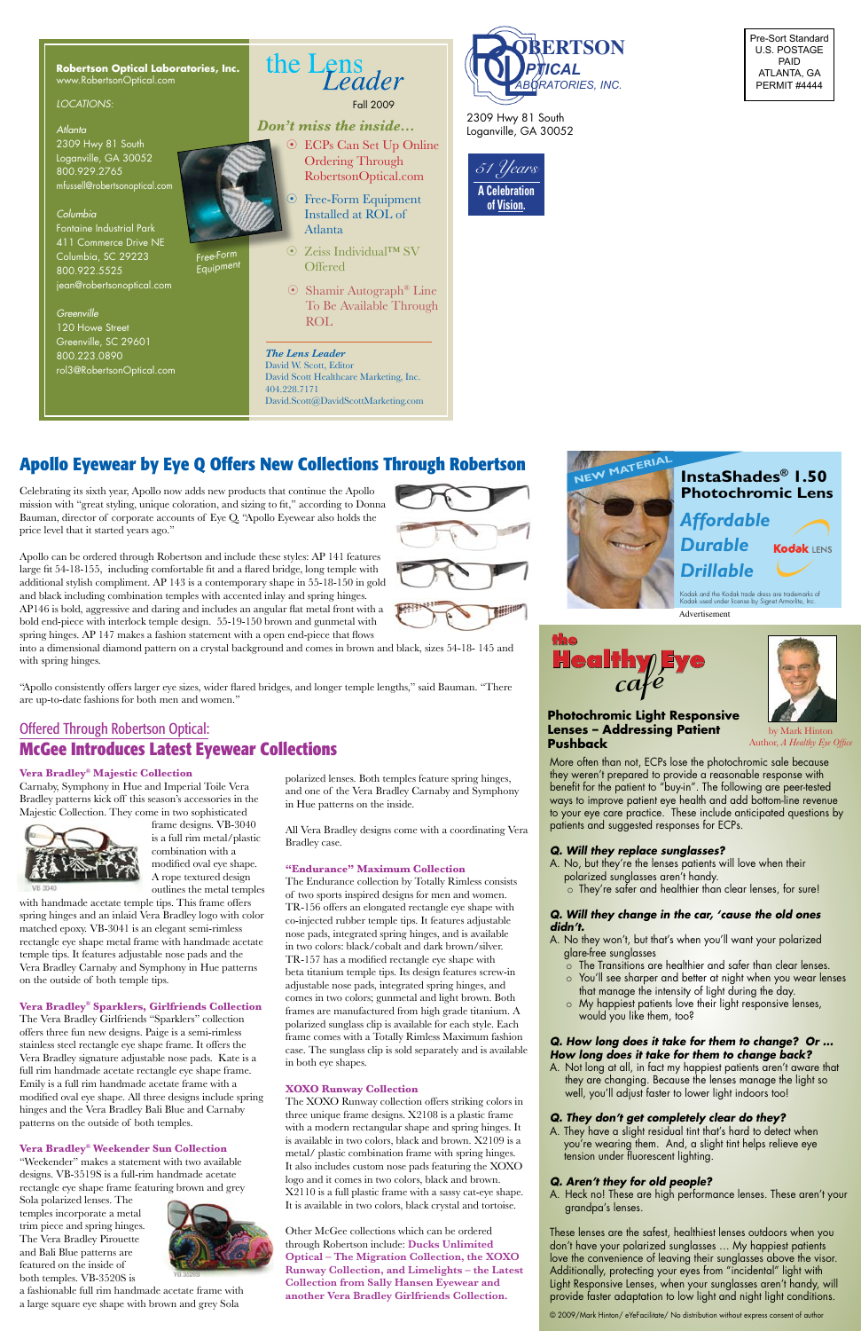**Robertson Optical Laboratories, Inc.**
www.RobertsonOptical.com

*LOCATIONS:*

*Atlanta*
2309 Hwy 81 South
Loganville, GA 30052
800.929.2765
mfussell@robertsonoptical.com

*Columbia*
Fontaine Industrial Park
411 Commerce Drive NE
Columbia, SC 29223
800.922.5525
jean@robertsonoptical.com

*Greenville*
120 Howe Street
Greenville, SC 29601
800.223.0890
rol3@RobertsonOptical.com

Free-Form Equipment

# the Lens Leader

Fall 2009

***Don't miss the inside...***

- ECPs Can Set Up Online Ordering Through RobertsonOptical.com
- Free-Form Equipment Installed at ROL of Atlanta
- Zeiss Individual™ SV Offered
- Shamir Autograph® Line To Be Available Through ROL

***The Lens Leader***
David W. Scott, Editor
David Scott Healthcare Marketing, Inc.
404.228.7171
David.Scott@DavidScottMarketing.com

ROBERTSON OPTICAL LABORATORIES, INC.
2309 Hwy 81 South
Loganville, GA 30052

*51 Years* A Celebration of Vision.

Pre-Sort Standard
U.S. POSTAGE
PAID
ATLANTA, GA
PERMIT #4444

## Apollo Eyewear by Eye Q Offers New Collections Through Robertson

Celebrating its sixth year, Apollo now adds new products that continue the Apollo mission with "great styling, unique coloration, and sizing to fit," according to Donna Bauman, director of corporate accounts of Eye Q. "Apollo Eyewear also holds the price level that it started years ago."

Apollo can be ordered through Robertson and include these styles: AP 141 features large fit 54-18-155, including comfortable fit and a flared bridge, long temple with additional stylish compliment. AP 143 is a contemporary shape in 55-18-150 in gold and black including combination temples with accented inlay and spring hinges. AP146 is bold, aggressive and daring and includes an angular flat metal front with a bold end-piece with interlock temple design. 55-19-150 brown and gunmetal with spring hinges. AP 147 makes a fashion statement with a open end-piece that flows into a dimensional diamond pattern on a crystal background and comes in brown and black, sizes 54-18- 145 and with spring hinges.

"Apollo consistently offers larger eye sizes, wider flared bridges, and longer temple lengths," said Bauman. "There are up-to-date fashions for both men and women."

## Offered Through Robertson Optical: McGee Introduces Latest Eyewear Collections

**Vera Bradley® Majestic Collection**

Carnaby, Symphony in Hue and Imperial Toile Vera Bradley patterns kick off this season's accessories in the Majestic Collection. They come in two sophisticated frame designs. VB-3040 is a full rim metal/plastic combination with a modified oval eye shape. A rope textured design outlines the metal temples with handmade acetate temple tips. This frame offers spring hinges and an inlaid Vera Bradley logo with color matched epoxy. VB-3041 is an elegant semi-rimless rectangle eye shape metal frame with handmade acetate temple tips. It features adjustable nose pads and the Vera Bradley Carnaby and Symphony in Hue patterns on the outside of both temple tips.

VB 3040

**Vera Bradley® Sparklers, Girlfriends Collection**

The Vera Bradley Girlfriends "Sparklers" collection offers three fun new designs. Paige is a semi-rimless stainless steel rectangle eye shape frame. It offers the Vera Bradley signature adjustable nose pads. Kate is a full rim handmade acetate rectangle eye shape frame. Emily is a full rim handmade acetate frame with a modified oval eye shape. All three designs include spring hinges and the Vera Bradley Bali Blue and Carnaby patterns on the outside of both temples.

**Vera Bradley® Weekender Sun Collection**

"Weekender" makes a statement with two available designs. VB-3519S is a full-rim handmade acetate rectangle eye shape frame featuring brown and grey Sola polarized lenses. The temples incorporate a metal trim piece and spring hinges. The Vera Bradley Pirouette and Bali Blue patterns are featured on the inside of both temples. VB-3520S is a fashionable full rim handmade acetate frame with a large square eye shape with brown and grey Sola polarized lenses. Both temples feature spring hinges, and one of the Vera Bradley Carnaby and Symphony in Hue patterns on the inside.

VB 3520S

All Vera Bradley designs come with a coordinating Vera Bradley case.

**"Endurance" Maximum Collection**

The Endurance collection by Totally Rimless consists of two sports inspired designs for men and women. TR-156 offers an elongated rectangle eye shape with co-injected rubber temple tips. It features adjustable nose pads, integrated spring hinges, and is available in two colors: black/cobalt and dark brown/silver. TR-157 has a modified rectangle eye shape with beta titanium temple tips. Its design features screw-in adjustable nose pads, integrated spring hinges, and comes in two colors; gunmetal and light brown. Both frames are manufactured from high grade titanium. A polarized sunglass clip is available for each style. Each frame comes with a Totally Rimless Maximum fashion case. The sunglass clip is sold separately and is available in both eye shapes.

**XOXO Runway Collection**

The XOXO Runway collection offers striking colors in three unique frame designs. X2108 is a plastic frame with a modern rectangular shape and spring hinges. It is available in two colors, black and brown. X2109 is a metal/ plastic combination frame with spring hinges. It also includes custom nose pads featuring the XOXO logo and it comes in two colors, black and brown. X2110 is a full plastic frame with a sassy cat-eye shape. It is available in two colors, black crystal and tortoise.

Other McGee collections which can be ordered through Robertson include: **Ducks Unlimited Optical – The Migration Collection, the XOXO Runway Collection, and Limelights – the Latest Collection from Sally Hansen Eyewear and another Vera Bradley Girlfriends Collection.**

NEW MATERIAL

**InstaShades® 1.50 Photochromic Lens**

***Affordable***
***Durable***
***Drillable***

Kodak LENS

Kodak and the Kodak trade dress are trademarks of Kodak used under license by Signet Armorlite, Inc.

Advertisement

## the Healthy Eye café

by Mark Hinton
Author, *A Healthy Eye Office*

### Photochromic Light Responsive Lenses – Addressing Patient Pushback

More often than not, ECPs lose the photochromic sale because they weren't prepared to provide a reasonable response with benefit for the patient to "buy-in". The following are peer-tested ways to improve patient eye health and add bottom-line revenue to your eye care practice. These include anticipated questions by patients and suggested responses for ECPs.

***Q. Will they replace sunglasses?***

A. No, but they're the lenses patients will love when their polarized sunglasses aren't handy.
- They're safer and healthier than clear lenses, for sure!

***Q. Will they change in the car, 'cause the old ones didn't.***

A. No they won't, but that's when you'll want your polarized glare-free sunglasses
- The Transitions are healthier and safer than clear lenses.
- You'll see sharper and better at night when you wear lenses that manage the intensity of light during the day.
- My happiest patients love their light responsive lenses, would you like them, too?

***Q. How long does it take for them to change? Or ... How long does it take for them to change back?***

A. Not long at all, in fact my happiest patients aren't aware that they are changing. Because the lenses manage the light so well, you'll adjust faster to lower light indoors too!

***Q. They don't get completely clear do they?***

A. They have a slight residual tint that's hard to detect when you're wearing them. And, a slight tint helps relieve eye tension under fluorescent lighting.

***Q. Aren't they for old people?***

A. Heck no! These are high performance lenses. These aren't your grandpa's lenses.

These lenses are the safest, healthiest lenses outdoors when you don't have your polarized sunglasses ... My happiest patients love the convenience of leaving their sunglasses above the visor. Additionally, protecting your eyes from "incidental" light with Light Responsive Lenses, when your sunglasses aren't handy, will provide faster adaptation to low light and night light conditions.

© 2009/Mark Hinton/ eYeFacilitate/ No distribution without express consent of author